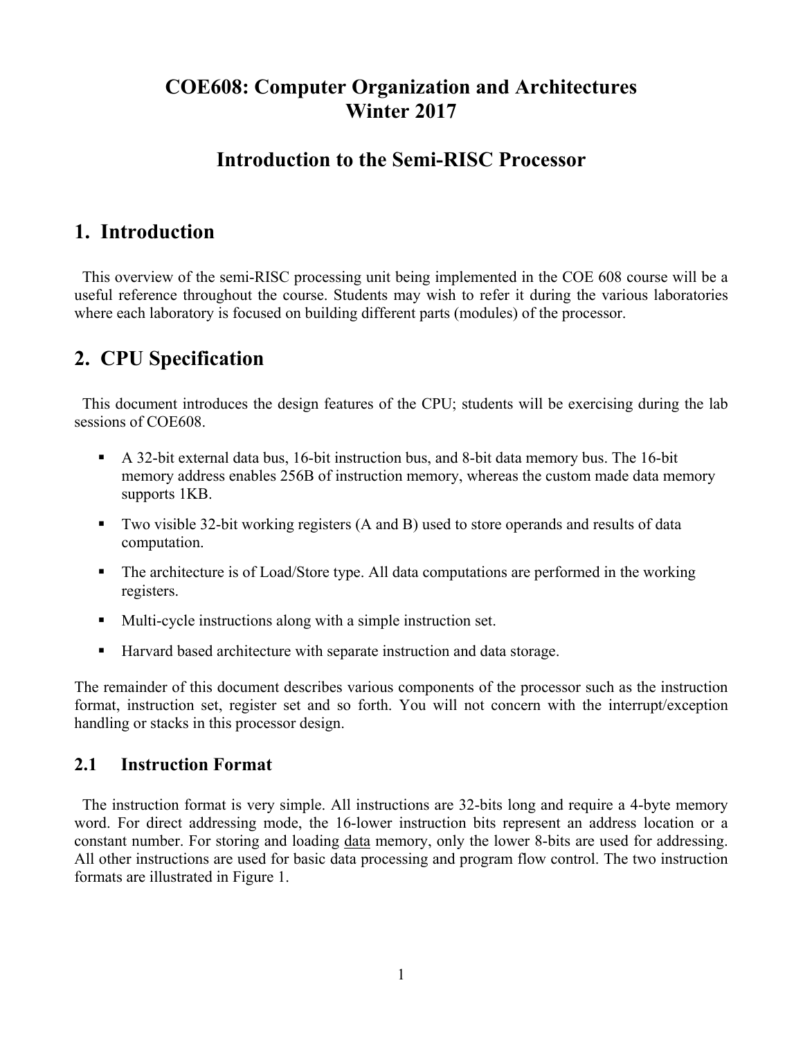# COE608: Computer Organization and Architectures
# Winter 2017

# Introduction to the Semi-RISC Processor

## 1. Introduction

This overview of the semi-RISC processing unit being implemented in the COE 608 course will be a useful reference throughout the course. Students may wish to refer it during the various laboratories where each laboratory is focused on building different parts (modules) of the processor.

## 2. CPU Specification

This document introduces the design features of the CPU; students will be exercising during the lab sessions of COE608.

- A 32-bit external data bus, 16-bit instruction bus, and 8-bit data memory bus. The 16-bit memory address enables 256B of instruction memory, whereas the custom made data memory supports 1KB.
- Two visible 32-bit working registers (A and B) used to store operands and results of data computation.
- The architecture is of Load/Store type. All data computations are performed in the working registers.
- Multi-cycle instructions along with a simple instruction set.
- Harvard based architecture with separate instruction and data storage.

The remainder of this document describes various components of the processor such as the instruction format, instruction set, register set and so forth. You will not concern with the interrupt/exception handling or stacks in this processor design.

### 2.1 Instruction Format

The instruction format is very simple. All instructions are 32-bits long and require a 4-byte memory word. For direct addressing mode, the 16-lower instruction bits represent an address location or a constant number. For storing and loading data memory, only the lower 8-bits are used for addressing. All other instructions are used for basic data processing and program flow control. The two instruction formats are illustrated in Figure 1.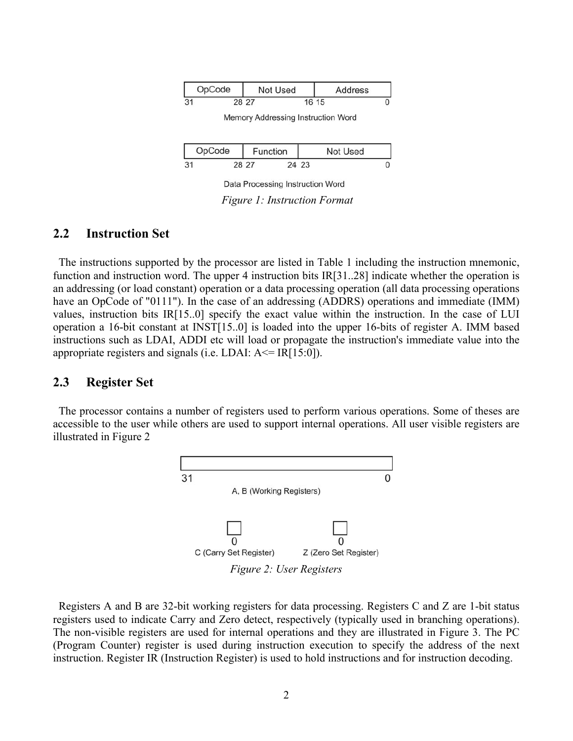| OpCode | Not Used | Address |
| --- | --- | --- |
| 31 28 | 27 16 | 15 0 |

Memory Addressing Instruction Word

| OpCode | Function | Not Used |
| --- | --- | --- |
| 31 28 | 27 24 | 23 0 |

Data Processing Instruction Word

*Figure 1: Instruction Format*

## 2.2 Instruction Set

The instructions supported by the processor are listed in Table 1 including the instruction mnemonic, function and instruction word. The upper 4 instruction bits IR[31..28] indicate whether the operation is an addressing (or load constant) operation or a data processing operation (all data processing operations have an OpCode of "0111"). In the case of an addressing (ADDRS) operations and immediate (IMM) values, instruction bits IR[15..0] specify the exact value within the instruction. In the case of LUI operation a 16-bit constant at INST[15..0] is loaded into the upper 16-bits of register A. IMM based instructions such as LDAI, ADDI etc will load or propagate the instruction's immediate value into the appropriate registers and signals (i.e. LDAI: A<= IR[15:0]).

## 2.3 Register Set

The processor contains a number of registers used to perform various operations. Some of theses are accessible to the user while others are used to support internal operations. All user visible registers are illustrated in Figure 2

31 0

A, B (Working Registers)

0

C (Carry Set Register)

0

Z (Zero Set Register)

*Figure 2: User Registers*

Registers A and B are 32-bit working registers for data processing. Registers C and Z are 1-bit status registers used to indicate Carry and Zero detect, respectively (typically used in branching operations). The non-visible registers are used for internal operations and they are illustrated in Figure 3. The PC (Program Counter) register is used during instruction execution to specify the address of the next instruction. Register IR (Instruction Register) is used to hold instructions and for instruction decoding.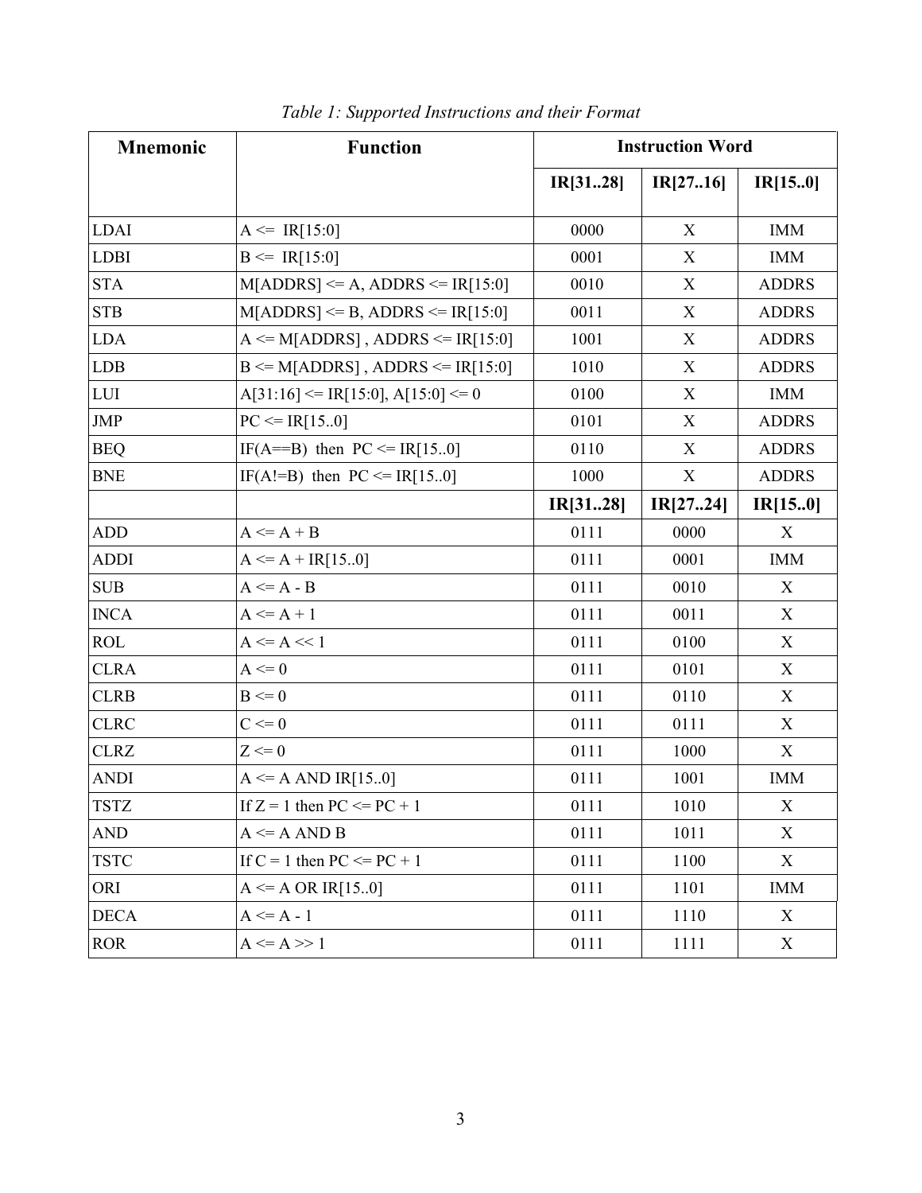*Table 1: Supported Instructions and their Format*

| Mnemonic | Function | Instruction Word | | |
|---|---|---|---|---|
| | | IR[31..28] | IR[27..16] | IR[15..0] |
| LDAI | A <= IR[15:0] | 0000 | X | IMM |
| LDBI | B <= IR[15:0] | 0001 | X | IMM |
| STA | M[ADDRS] <= A, ADDRS <= IR[15:0] | 0010 | X | ADDRS |
| STB | M[ADDRS] <= B, ADDRS <= IR[15:0] | 0011 | X | ADDRS |
| LDA | A <= M[ADDRS] , ADDRS <= IR[15:0] | 1001 | X | ADDRS |
| LDB | B <= M[ADDRS] , ADDRS <= IR[15:0] | 1010 | X | ADDRS |
| LUI | A[31:16] <= IR[15:0], A[15:0] <= 0 | 0100 | X | IMM |
| JMP | PC <= IR[15..0] | 0101 | X | ADDRS |
| BEQ | IF(A==B) then PC <= IR[15..0] | 0110 | X | ADDRS |
| BNE | IF(A!=B) then PC <= IR[15..0] | 1000 | X | ADDRS |
| | | **IR[31..28]** | **IR[27..24]** | **IR[15..0]** |
| ADD | A <= A + B | 0111 | 0000 | X |
| ADDI | A <= A + IR[15..0] | 0111 | 0001 | IMM |
| SUB | A <= A - B | 0111 | 0010 | X |
| INCA | A <= A + 1 | 0111 | 0011 | X |
| ROL | A <= A << 1 | 0111 | 0100 | X |
| CLRA | A <= 0 | 0111 | 0101 | X |
| CLRB | B <= 0 | 0111 | 0110 | X |
| CLRC | C <= 0 | 0111 | 0111 | X |
| CLRZ | Z <= 0 | 0111 | 1000 | X |
| ANDI | A <= A AND IR[15..0] | 0111 | 1001 | IMM |
| TSTZ | If Z = 1 then PC <= PC + 1 | 0111 | 1010 | X |
| AND | A <= A AND B | 0111 | 1011 | X |
| TSTC | If C = 1 then PC <= PC + 1 | 0111 | 1100 | X |
| ORI | A <= A OR IR[15..0] | 0111 | 1101 | IMM |
| DECA | A <= A - 1 | 0111 | 1110 | X |
| ROR | A <= A >> 1 | 0111 | 1111 | X |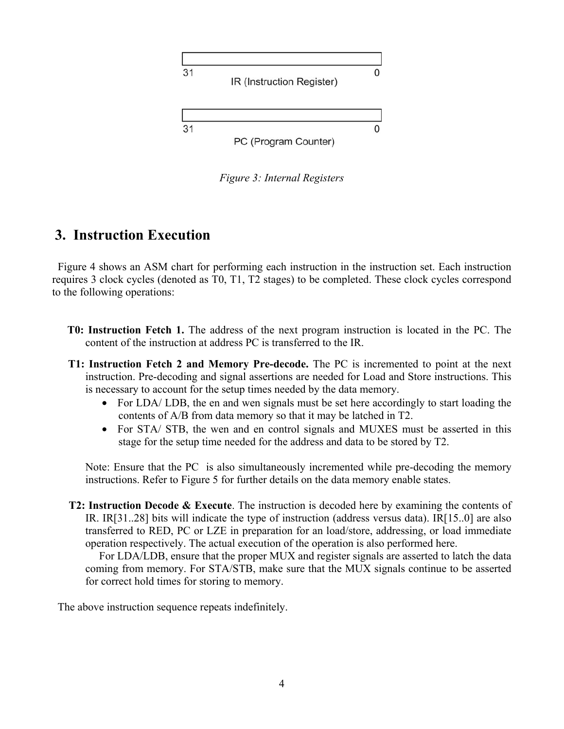31 0

IR (Instruction Register)

31 0

PC (Program Counter)

*Figure 3: Internal Registers*

## 3. Instruction Execution

Figure 4 shows an ASM chart for performing each instruction in the instruction set. Each instruction requires 3 clock cycles (denoted as T0, T1, T2 stages) to be completed. These clock cycles correspond to the following operations:

**T0: Instruction Fetch 1.** The address of the next program instruction is located in the PC. The content of the instruction at address PC is transferred to the IR.

**T1: Instruction Fetch 2 and Memory Pre-decode.** The PC is incremented to point at the next instruction. Pre-decoding and signal assertions are needed for Load and Store instructions. This is necessary to account for the setup times needed by the data memory.

- For LDA/ LDB, the en and wen signals must be set here accordingly to start loading the contents of A/B from data memory so that it may be latched in T2.
- For STA/ STB, the wen and en control signals and MUXES must be asserted in this stage for the setup time needed for the address and data to be stored by T2.

Note: Ensure that the PC is also simultaneously incremented while pre-decoding the memory instructions. Refer to Figure 5 for further details on the data memory enable states.

**T2: Instruction Decode & Execute**. The instruction is decoded here by examining the contents of IR. IR[31..28] bits will indicate the type of instruction (address versus data). IR[15..0] are also transferred to RED, PC or LZE in preparation for an load/store, addressing, or load immediate operation respectively. The actual execution of the operation is also performed here.

For LDA/LDB, ensure that the proper MUX and register signals are asserted to latch the data coming from memory. For STA/STB, make sure that the MUX signals continue to be asserted for correct hold times for storing to memory.

The above instruction sequence repeats indefinitely.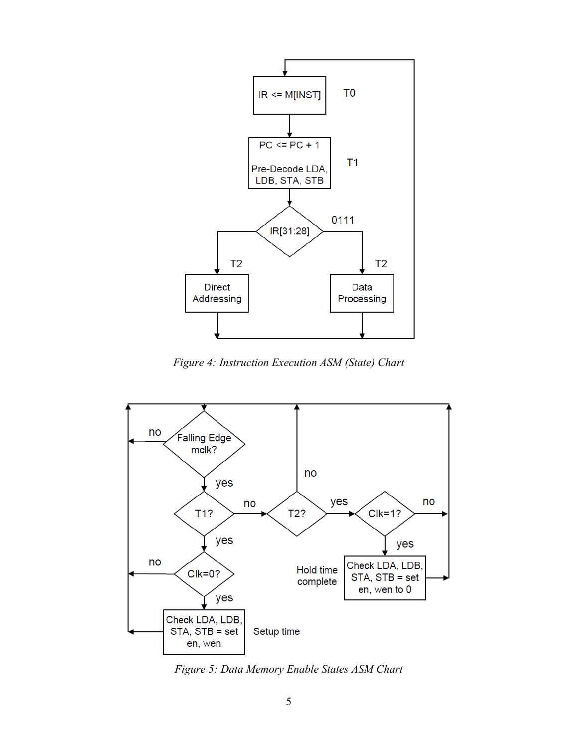IR <= M[INST]

T0

PC <= PC + 1

Pre-Decode LDA, LDB, STA, STB

T1

IR[31:28]

0111

T2

T2

Direct Addressing

Data Processing

*Figure 4: Instruction Execution ASM (State) Chart*

Falling Edge mclk?

no

yes

T1?

no

T2?

no

yes

Clk=1?

no

yes

yes

Clk=0?

no

yes

Hold time complete

Check LDA, LDB, STA, STB = set en, wen to 0

Check LDA, LDB, STA, STB = set en, wen

Setup time

*Figure 5: Data Memory Enable States ASM Chart*